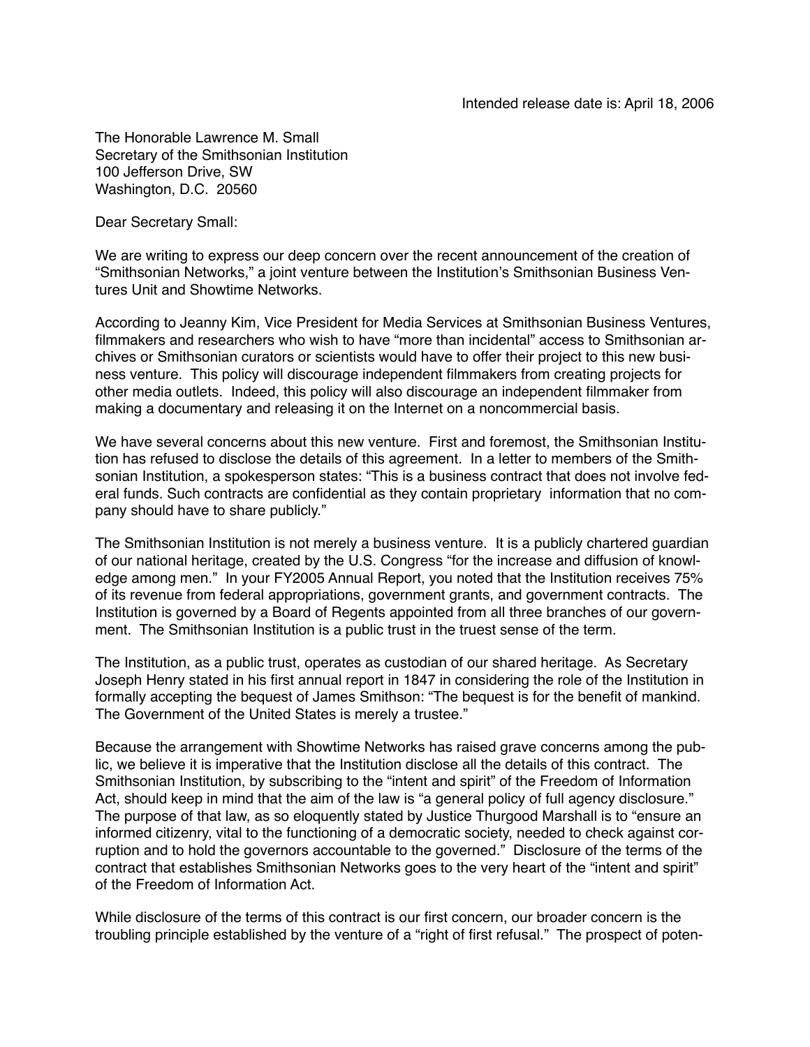Intended release date is: April 18, 2006

The Honorable Lawrence M. Small
Secretary of the Smithsonian Institution
100 Jefferson Drive, SW
Washington, D.C. 20560

Dear Secretary Small:

We are writing to express our deep concern over the recent announcement of the creation of "Smithsonian Networks," a joint venture between the Institution's Smithsonian Business Ventures Unit and Showtime Networks.

According to Jeanny Kim, Vice President for Media Services at Smithsonian Business Ventures, filmmakers and researchers who wish to have "more than incidental" access to Smithsonian archives or Smithsonian curators or scientists would have to offer their project to this new business venture. This policy will discourage independent filmmakers from creating projects for other media outlets. Indeed, this policy will also discourage an independent filmmaker from making a documentary and releasing it on the Internet on a noncommercial basis.

We have several concerns about this new venture. First and foremost, the Smithsonian Institution has refused to disclose the details of this agreement. In a letter to members of the Smithsonian Institution, a spokesperson states: "This is a business contract that does not involve federal funds. Such contracts are confidential as they contain proprietary information that no company should have to share publicly."

The Smithsonian Institution is not merely a business venture. It is a publicly chartered guardian of our national heritage, created by the U.S. Congress "for the increase and diffusion of knowledge among men." In your FY2005 Annual Report, you noted that the Institution receives 75% of its revenue from federal appropriations, government grants, and government contracts. The Institution is governed by a Board of Regents appointed from all three branches of our government. The Smithsonian Institution is a public trust in the truest sense of the term.

The Institution, as a public trust, operates as custodian of our shared heritage. As Secretary Joseph Henry stated in his first annual report in 1847 in considering the role of the Institution in formally accepting the bequest of James Smithson: "The bequest is for the benefit of mankind. The Government of the United States is merely a trustee."

Because the arrangement with Showtime Networks has raised grave concerns among the public, we believe it is imperative that the Institution disclose all the details of this contract. The Smithsonian Institution, by subscribing to the "intent and spirit" of the Freedom of Information Act, should keep in mind that the aim of the law is "a general policy of full agency disclosure." The purpose of that law, as so eloquently stated by Justice Thurgood Marshall is to "ensure an informed citizenry, vital to the functioning of a democratic society, needed to check against corruption and to hold the governors accountable to the governed." Disclosure of the terms of the contract that establishes Smithsonian Networks goes to the very heart of the "intent and spirit" of the Freedom of Information Act.

While disclosure of the terms of this contract is our first concern, our broader concern is the troubling principle established by the venture of a "right of first refusal." The prospect of poten-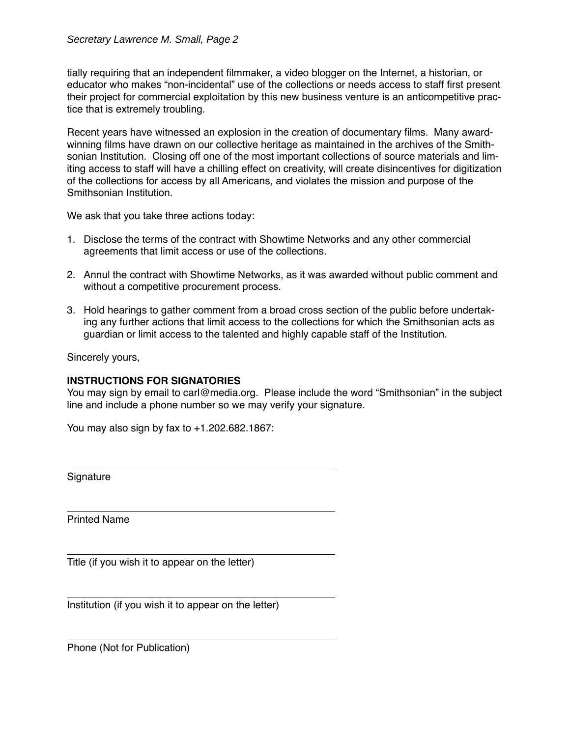tially requiring that an independent filmmaker, a video blogger on the Internet, a historian, or educator who makes "non-incidental" use of the collections or needs access to staff first present their project for commercial exploitation by this new business venture is an anticompetitive practice that is extremely troubling.

Recent years have witnessed an explosion in the creation of documentary films. Many award-winning films have drawn on our collective heritage as maintained in the archives of the Smithsonian Institution. Closing off one of the most important collections of source materials and limiting access to staff will have a chilling effect on creativity, will create disincentives for digitization of the collections for access by all Americans, and violates the mission and purpose of the Smithsonian Institution.

We ask that you take three actions today:

1. Disclose the terms of the contract with Showtime Networks and any other commercial agreements that limit access or use of the collections.

2. Annul the contract with Showtime Networks, as it was awarded without public comment and without a competitive procurement process.

3. Hold hearings to gather comment from a broad cross section of the public before undertaking any further actions that limit access to the collections for which the Smithsonian acts as guardian or limit access to the talented and highly capable staff of the Institution.

Sincerely yours,

**INSTRUCTIONS FOR SIGNATORIES**
You may sign by email to carl@media.org. Please include the word "Smithsonian" in the subject line and include a phone number so we may verify your signature.

You may also sign by fax to +1.202.682.1867:

\_\_\_\_\_\_\_\_\_\_\_\_\_\_\_\_\_\_\_\_\_\_\_\_\_\_\_\_\_\_\_\_\_\_\_\_
Signature

\_\_\_\_\_\_\_\_\_\_\_\_\_\_\_\_\_\_\_\_\_\_\_\_\_\_\_\_\_\_\_\_\_\_\_\_
Printed Name

\_\_\_\_\_\_\_\_\_\_\_\_\_\_\_\_\_\_\_\_\_\_\_\_\_\_\_\_\_\_\_\_\_\_\_\_
Title (if you wish it to appear on the letter)

\_\_\_\_\_\_\_\_\_\_\_\_\_\_\_\_\_\_\_\_\_\_\_\_\_\_\_\_\_\_\_\_\_\_\_\_
Institution (if you wish it to appear on the letter)

\_\_\_\_\_\_\_\_\_\_\_\_\_\_\_\_\_\_\_\_\_\_\_\_\_\_\_\_\_\_\_\_\_\_\_\_
Phone (Not for Publication)